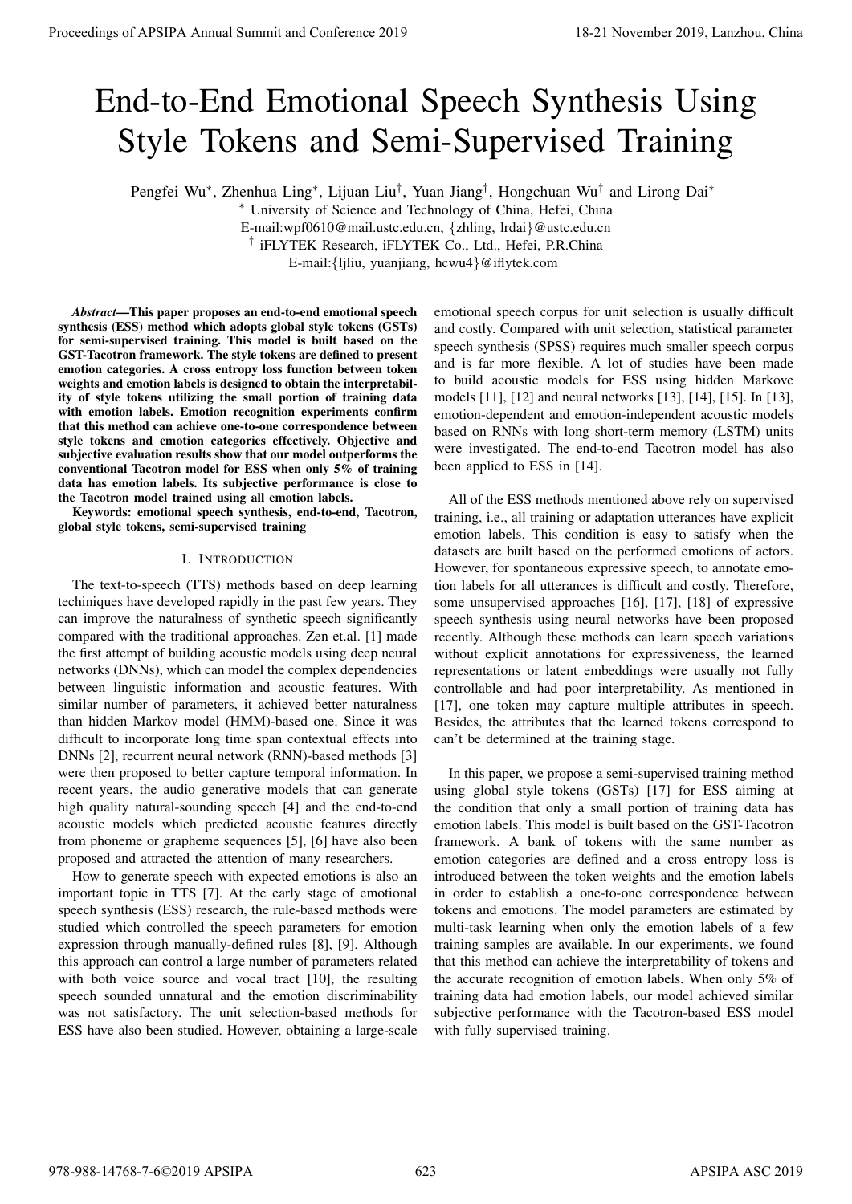# End-to-End Emotional Speech Synthesis Using Style Tokens and Semi-Supervised Training

Pengfei Wu*, Zhenhua Ling*, Lijuan Liu†, Yuan Jiang†, Hongchuan Wu† and Lirong Dai*

\* University of Science and Technology of China, Hefei, China

E-mail:wpf0610@mail.ustc.edu.cn, {zhling, lrdai}@ustc.edu.cn

† iFLYTEK Research, iFLYTEK Co., Ltd., Hefei, P.R.China

E-mail:{ljliu, yuanjiang, hcwu4}@iflytek.com

***Abstract*—This paper proposes an end-to-end emotional speech synthesis (ESS) method which adopts global style tokens (GSTs) for semi-supervised training. This model is built based on the GST-Tacotron framework. The style tokens are defined to present emotion categories. A cross entropy loss function between token weights and emotion labels is designed to obtain the interpretability of style tokens utilizing the small portion of training data with emotion labels. Emotion recognition experiments confirm that this method can achieve one-to-one correspondence between style tokens and emotion categories effectively. Objective and subjective evaluation results show that our model outperforms the conventional Tacotron model for ESS when only 5% of training data has emotion labels. Its subjective performance is close to the Tacotron model trained using all emotion labels.**

**Keywords: emotional speech synthesis, end-to-end, Tacotron, global style tokens, semi-supervised training**

## I. Introduction

The text-to-speech (TTS) methods based on deep learning techiniques have developed rapidly in the past few years. They can improve the naturalness of synthetic speech significantly compared with the traditional approaches. Zen et.al. [1] made the first attempt of building acoustic models using deep neural networks (DNNs), which can model the complex dependencies between linguistic information and acoustic features. With similar number of parameters, it achieved better naturalness than hidden Markov model (HMM)-based one. Since it was difficult to incorporate long time span contextual effects into DNNs [2], recurrent neural network (RNN)-based methods [3] were then proposed to better capture temporal information. In recent years, the audio generative models that can generate high quality natural-sounding speech [4] and the end-to-end acoustic models which predicted acoustic features directly from phoneme or grapheme sequences [5], [6] have also been proposed and attracted the attention of many researchers.

How to generate speech with expected emotions is also an important topic in TTS [7]. At the early stage of emotional speech synthesis (ESS) research, the rule-based methods were studied which controlled the speech parameters for emotion expression through manually-defined rules [8], [9]. Although this approach can control a large number of parameters related with both voice source and vocal tract [10], the resulting speech sounded unnatural and the emotion discriminability was not satisfactory. The unit selection-based methods for ESS have also been studied. However, obtaining a large-scale emotional speech corpus for unit selection is usually difficult and costly. Compared with unit selection, statistical parameter speech synthesis (SPSS) requires much smaller speech corpus and is far more flexible. A lot of studies have been made to build acoustic models for ESS using hidden Markove models [11], [12] and neural networks [13], [14], [15]. In [13], emotion-dependent and emotion-independent acoustic models based on RNNs with long short-term memory (LSTM) units were investigated. The end-to-end Tacotron model has also been applied to ESS in [14].

All of the ESS methods mentioned above rely on supervised training, i.e., all training or adaptation utterances have explicit emotion labels. This condition is easy to satisfy when the datasets are built based on the performed emotions of actors. However, for spontaneous expressive speech, to annotate emotion labels for all utterances is difficult and costly. Therefore, some unsupervised approaches [16], [17], [18] of expressive speech synthesis using neural networks have been proposed recently. Although these methods can learn speech variations without explicit annotations for expressiveness, the learned representations or latent embeddings were usually not fully controllable and had poor interpretability. As mentioned in [17], one token may capture multiple attributes in speech. Besides, the attributes that the learned tokens correspond to can't be determined at the training stage.

In this paper, we propose a semi-supervised training method using global style tokens (GSTs) [17] for ESS aiming at the condition that only a small portion of training data has emotion labels. This model is built based on the GST-Tacotron framework. A bank of tokens with the same number as emotion categories are defined and a cross entropy loss is introduced between the token weights and the emotion labels in order to establish a one-to-one correspondence between tokens and emotions. The model parameters are estimated by multi-task learning when only the emotion labels of a few training samples are available. In our experiments, we found that this method can achieve the interpretability of tokens and the accurate recognition of emotion labels. When only 5% of training data had emotion labels, our model achieved similar subjective performance with the Tacotron-based ESS model with fully supervised training.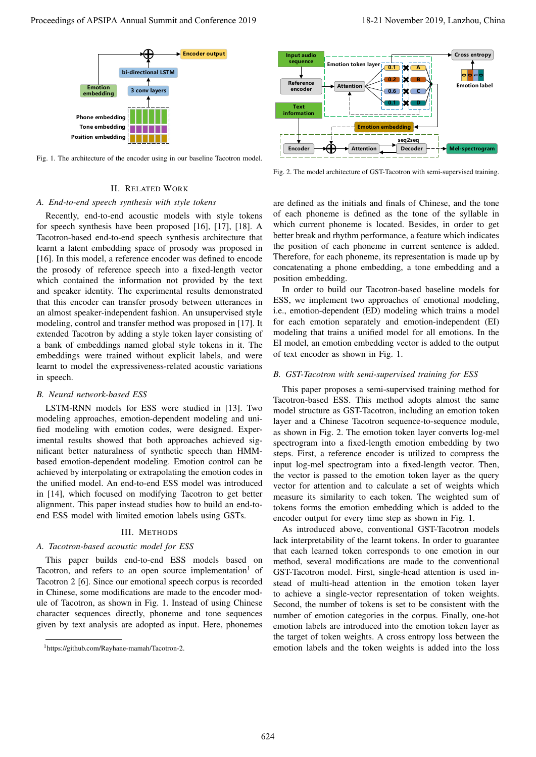Phone embedding
Tone embedding
Position embedding
3 conv layers
bi-directional LSTM
Emotion embedding
Encoder output

Fig. 1. The architecture of the encoder using in our baseline Tacotron model.

Input audio sequence
Reference encoder
Emotion token layer
Attention
0.1 A
0.2 B
0.6 C
0.1 D
Cross entropy
0
0
1
0
Emotion label
Text information
Emotion embedding
seq2seq
Encoder
Attention
Decoder
Mel-spectrogram

Fig. 2. The model architecture of GST-Tacotron with semi-supervised training.

## II. Related Work

### A. End-to-end speech synthesis with style tokens

Recently, end-to-end acoustic models with style tokens for speech synthesis have been proposed [16], [17], [18]. A Tacotron-based end-to-end speech synthesis architecture that learnt a latent embedding space of prosody was proposed in [16]. In this model, a reference encoder was defined to encode the prosody of reference speech into a fixed-length vector which contained the information not provided by the text and speaker identity. The experimental results demonstrated that this encoder can transfer prosody between utterances in an almost speaker-independent fashion. An unsupervised style modeling, control and transfer method was proposed in [17]. It extended Tacotron by adding a style token layer consisting of a bank of embeddings named global style tokens in it. The embeddings were trained without explicit labels, and were learnt to model the expressiveness-related acoustic variations in speech.

### B. Neural network-based ESS

LSTM-RNN models for ESS were studied in [13]. Two modeling approaches, emotion-dependent modeling and unified modeling with emotion codes, were designed. Experimental results showed that both approaches achieved significant better naturalness of synthetic speech than HMM-based emotion-dependent modeling. Emotion control can be achieved by interpolating or extrapolating the emotion codes in the unified model. An end-to-end ESS model was introduced in [14], which focused on modifying Tacotron to get better alignment. This paper instead studies how to build an end-to-end ESS model with limited emotion labels using GSTs.

## III. Methods

### A. Tacotron-based acoustic model for ESS

This paper builds end-to-end ESS models based on Tacotron, and refers to an open source implementation[1] of Tacotron 2 [6]. Since our emotional speech corpus is recorded in Chinese, some modifications are made to the encoder module of Tacotron, as shown in Fig. 1. Instead of using Chinese character sequences directly, phoneme and tone sequences given by text analysis are adopted as input. Here, phonemes are defined as the initials and finals of Chinese, and the tone of each phoneme is defined as the tone of the syllable in which current phoneme is located. Besides, in order to get better break and rhythm performance, a feature which indicates the position of each phoneme in current sentence is added. Therefore, for each phoneme, its representation is made up by concatenating a phone embedding, a tone embedding and a position embedding.

In order to build our Tacotron-based baseline models for ESS, we implement two approaches of emotional modeling, i.e., emotion-dependent (ED) modeling which trains a model for each emotion separately and emotion-independent (EI) modeling that trains a unified model for all emotions. In the EI model, an emotion embedding vector is added to the output of text encoder as shown in Fig. 1.

### B. GST-Tacotron with semi-supervised training for ESS

This paper proposes a semi-supervised training method for Tacotron-based ESS. This method adopts almost the same model structure as GST-Tacotron, including an emotion token layer and a Chinese Tacotron sequence-to-sequence module, as shown in Fig. 2. The emotion token layer converts log-mel spectrogram into a fixed-length emotion embedding by two steps. First, a reference encoder is utilized to compress the input log-mel spectrogram into a fixed-length vector. Then, the vector is passed to the emotion token layer as the query vector for attention and to calculate a set of weights which measure its similarity to each token. The weighted sum of tokens forms the emotion embedding which is added to the encoder output for every time step as shown in Fig. 1.

As introduced above, conventional GST-Tacotron models lack interpretability of the learnt tokens. In order to guarantee that each learned token corresponds to one emotion in our method, several modifications are made to the conventional GST-Tacotron model. First, single-head attention is used instead of multi-head attention in the emotion token layer to achieve a single-vector representation of token weights. Second, the number of tokens is set to be consistent with the number of emotion categories in the corpus. Finally, one-hot emotion labels are introduced into the emotion token layer as the target of token weights. A cross entropy loss between the emotion labels and the token weights is added into the loss

[1]https://github.com/Rayhane-mamah/Tacotron-2.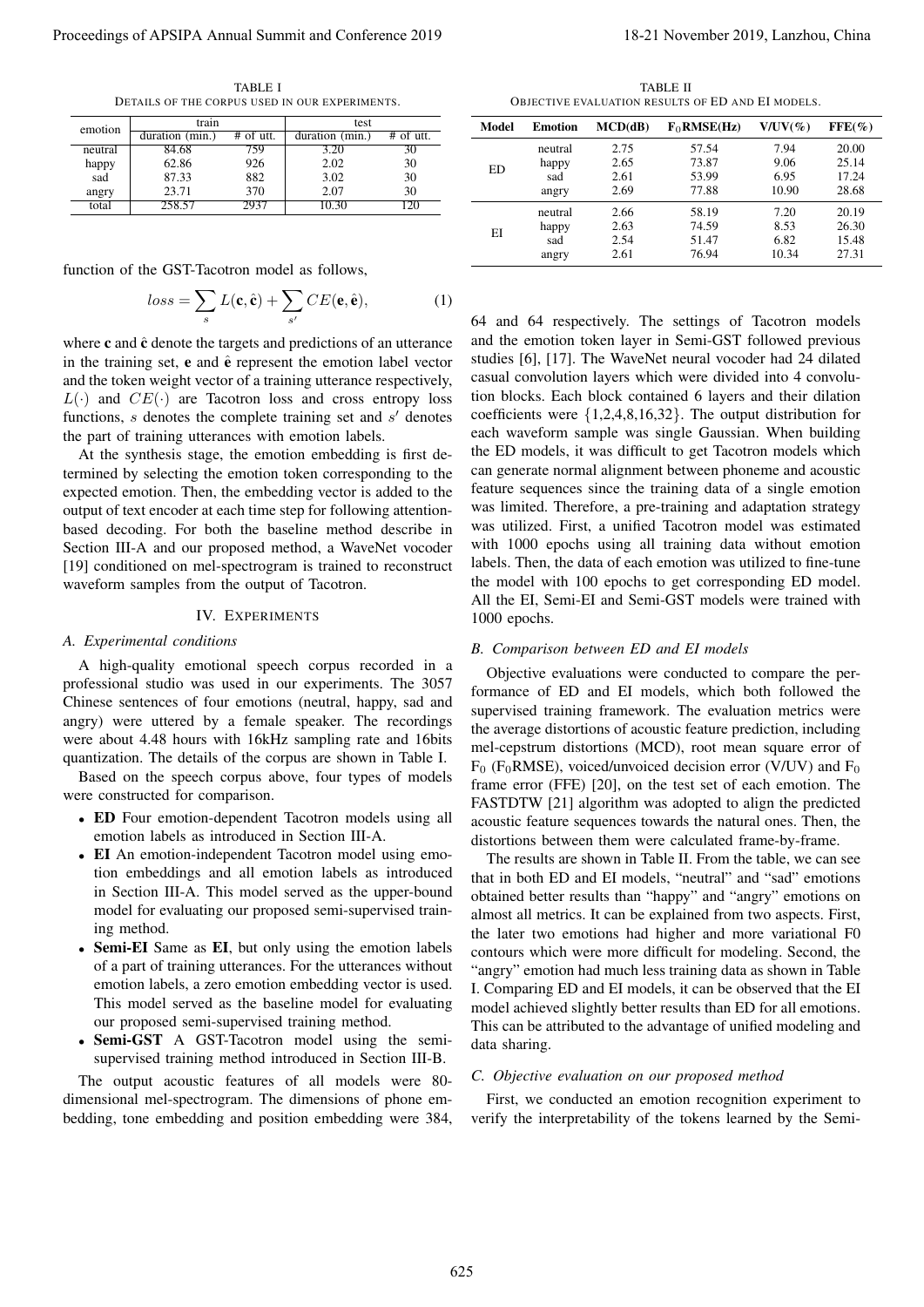TABLE I
DETAILS OF THE CORPUS USED IN OUR EXPERIMENTS.

| emotion | train | | test | |
|---|---|---|---|---|
| | duration (min.) | # of utt. | duration (min.) | # of utt. |
| neutral | 84.68 | 759 | 3.20 | 30 |
| happy | 62.86 | 926 | 2.02 | 30 |
| sad | 87.33 | 882 | 3.02 | 30 |
| angry | 23.71 | 370 | 2.07 | 30 |
| total | 258.57 | 2937 | 10.30 | 120 |

function of the GST-Tacotron model as follows,

$$loss = \sum_{s} L(\mathbf{c}, \hat{\mathbf{c}}) + \sum_{s'} CE(\mathbf{e}, \hat{\mathbf{e}}), \tag{1}$$

where $\mathbf{c}$ and $\hat{\mathbf{c}}$ denote the targets and predictions of an utterance in the training set, $\mathbf{e}$ and $\hat{\mathbf{e}}$ represent the emotion label vector and the token weight vector of a training utterance respectively, $L(\cdot)$ and $CE(\cdot)$ are Tacotron loss and cross entropy loss functions, $s$ denotes the complete training set and $s'$ denotes the part of training utterances with emotion labels.

At the synthesis stage, the emotion embedding is first determined by selecting the emotion token corresponding to the expected emotion. Then, the embedding vector is added to the output of text encoder at each time step for following attention-based decoding. For both the baseline method describe in Section III-A and our proposed method, a WaveNet vocoder [19] conditioned on mel-spectrogram is trained to reconstruct waveform samples from the output of Tacotron.

## IV. EXPERIMENTS

### A. Experimental conditions

A high-quality emotional speech corpus recorded in a professional studio was used in our experiments. The 3057 Chinese sentences of four emotions (neutral, happy, sad and angry) were uttered by a female speaker. The recordings were about 4.48 hours with 16kHz sampling rate and 16bits quantization. The details of the corpus are shown in Table I.

Based on the speech corpus above, four types of models were constructed for comparison.

- **ED** Four emotion-dependent Tacotron models using all emotion labels as introduced in Section III-A.
- **EI** An emotion-independent Tacotron model using emotion embeddings and all emotion labels as introduced in Section III-A. This model served as the upper-bound model for evaluating our proposed semi-supervised training method.
- **Semi-EI** Same as **EI**, but only using the emotion labels of a part of training utterances. For the utterances without emotion labels, a zero emotion embedding vector is used. This model served as the baseline model for evaluating our proposed semi-supervised training method.
- **Semi-GST** A GST-Tacotron model using the semi-supervised training method introduced in Section III-B.

The output acoustic features of all models were 80-dimensional mel-spectrogram. The dimensions of phone embedding, tone embedding and position embedding were 384, 64 and 64 respectively. The settings of Tacotron models and the emotion token layer in Semi-GST followed previous studies [6], [17]. The WaveNet neural vocoder had 24 dilated casual convolution layers which were divided into 4 convolution blocks. Each block contained 6 layers and their dilation coefficients were $\{1,2,4,8,16,32\}$. The output distribution for each waveform sample was single Gaussian. When building the ED models, it was difficult to get Tacotron models which can generate normal alignment between phoneme and acoustic feature sequences since the training data of a single emotion was limited. Therefore, a pre-training and adaptation strategy was utilized. First, a unified Tacotron model was estimated with 1000 epochs using all training data without emotion labels. Then, the data of each emotion was utilized to fine-tune the model with 100 epochs to get corresponding ED model. All the EI, Semi-EI and Semi-GST models were trained with 1000 epochs.

TABLE II
OBJECTIVE EVALUATION RESULTS OF ED AND EI MODELS.

| Model | Emotion | MCD(dB) | $F_0$RMSE(Hz) | V/UV(%) | FFE(%) |
|---|---|---|---|---|---|
| ED | neutral | 2.75 | 57.54 | 7.94 | 20.00 |
| | happy | 2.65 | 73.87 | 9.06 | 25.14 |
| | sad | 2.61 | 53.99 | 6.95 | 17.24 |
| | angry | 2.69 | 77.88 | 10.90 | 28.68 |
| EI | neutral | 2.66 | 58.19 | 7.20 | 20.19 |
| | happy | 2.63 | 74.59 | 8.53 | 26.30 |
| | sad | 2.54 | 51.47 | 6.82 | 15.48 |
| | angry | 2.61 | 76.94 | 10.34 | 27.31 |

### B. Comparison between ED and EI models

Objective evaluations were conducted to compare the performance of ED and EI models, which both followed the supervised training framework. The evaluation metrics were the average distortions of acoustic feature prediction, including mel-cepstrum distortions (MCD), root mean square error of $F_0$ ($F_0$RMSE), voiced/unvoiced decision error (V/UV) and $F_0$ frame error (FFE) [20], on the test set of each emotion. The FASTDTW [21] algorithm was adopted to align the predicted acoustic feature sequences towards the natural ones. Then, the distortions between them were calculated frame-by-frame.

The results are shown in Table II. From the table, we can see that in both ED and EI models, "neutral" and "sad" emotions obtained better results than "happy" and "angry" emotions on almost all metrics. It can be explained from two aspects. First, the later two emotions had higher and more variational F0 contours which were more difficult for modeling. Second, the "angry" emotion had much less training data as shown in Table I. Comparing ED and EI models, it can be observed that the EI model achieved slightly better results than ED for all emotions. This can be attributed to the advantage of unified modeling and data sharing.

### C. Objective evaluation on our proposed method

First, we conducted an emotion recognition experiment to verify the interpretability of the tokens learned by the Semi-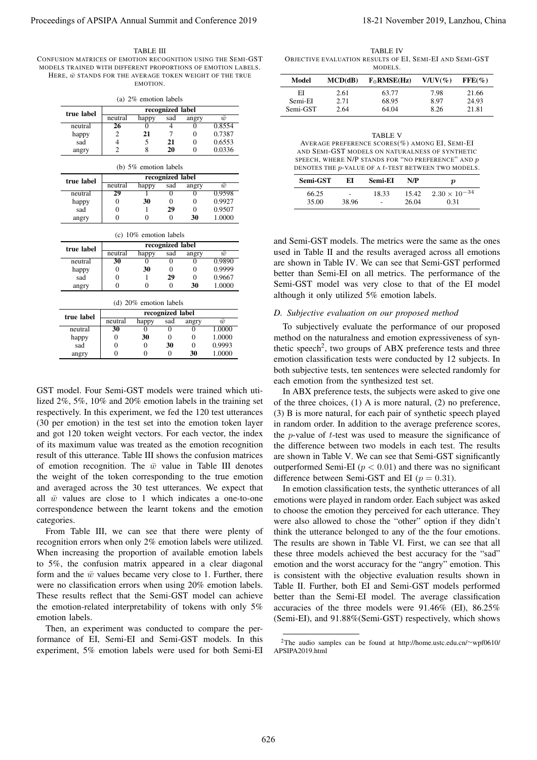TABLE III
CONFUSION MATRICES OF EMOTION RECOGNITION USING THE SEMI-GST MODELS TRAINED WITH DIFFERENT PROPORTIONS OF EMOTION LABELS. HERE, $\bar{w}$ STANDS FOR THE AVERAGE TOKEN WEIGHT OF THE TRUE EMOTION.

(a) 2% emotion labels

| true label | recognized label | | | | |
|---|---|---|---|---|---|
| | neutral | happy | sad | angry | $\bar{w}$ |
| neutral | **26** | 0 | 4 | 0 | 0.8554 |
| happy | 2 | **21** | 7 | 0 | 0.7387 |
| sad | 4 | 5 | **21** | 0 | 0.6553 |
| angry | 2 | 8 | **20** | 0 | 0.0336 |

(b) 5% emotion labels

| true label | recognized label | | | | |
|---|---|---|---|---|---|
| | neutral | happy | sad | angry | $\bar{w}$ |
| neutral | **29** | 1 | 0 | 0 | 0.9598 |
| happy | 0 | **30** | 0 | 0 | 0.9927 |
| sad | 0 | 1 | **29** | 0 | 0.9507 |
| angry | 0 | 0 | 0 | **30** | 1.0000 |

(c) 10% emotion labels

| true label | recognized label | | | | |
|---|---|---|---|---|---|
| | neutral | happy | sad | angry | $\bar{w}$ |
| neutral | **30** | 0 | 0 | 0 | 0.9890 |
| happy | 0 | **30** | 0 | 0 | 0.9999 |
| sad | 0 | 1 | **29** | 0 | 0.9667 |
| angry | 0 | 0 | 0 | **30** | 1.0000 |

(d) 20% emotion labels

| true label | recognized label | | | | |
|---|---|---|---|---|---|
| | neutral | happy | sad | angry | $\bar{w}$ |
| neutral | **30** | 0 | 0 | 0 | 1.0000 |
| happy | 0 | **30** | 0 | 0 | 1.0000 |
| sad | 0 | 0 | **30** | 0 | 0.9993 |
| angry | 0 | 0 | 0 | **30** | 1.0000 |

GST model. Four Semi-GST models were trained which utilized 2%, 5%, 10% and 20% emotion labels in the training set respectively. In this experiment, we fed the 120 test utterances (30 per emotion) in the test set into the emotion token layer and got 120 token weight vectors. For each vector, the index of its maximum value was treated as the emotion recognition result of this utterance. Table III shows the confusion matrices of emotion recognition. The $\bar{w}$ value in Table III denotes the weight of the token corresponding to the true emotion and averaged across the 30 test utterances. We expect that all $\bar{w}$ values are close to 1 which indicates a one-to-one correspondence between the learnt tokens and the emotion categories.

From Table III, we can see that there were plenty of recognition errors when only 2% emotion labels were utilized. When increasing the proportion of available emotion labels to 5%, the confusion matrix appeared in a clear diagonal form and the $\bar{w}$ values became very close to 1. Further, there were no classification errors when using 20% emotion labels. These results reflect that the Semi-GST model can achieve the emotion-related interpretability of tokens with only 5% emotion labels.

Then, an experiment was conducted to compare the performance of EI, Semi-EI and Semi-GST models. In this experiment, 5% emotion labels were used for both Semi-EI and Semi-GST models. The metrics were the same as the ones used in Table II and the results averaged across all emotions are shown in Table IV. We can see that Semi-GST performed better than Semi-EI on all metrics. The performance of the Semi-GST model was very close to that of the EI model although it only utilized 5% emotion labels.

TABLE IV
OBJECTIVE EVALUATION RESULTS OF EI, SEMI-EI AND SEMI-GST MODELS.

| Model | MCD(dB) | $F_0$RMSE(Hz) | V/UV(%) | FFE(%) |
|---|---|---|---|---|
| EI | 2.61 | 63.77 | 7.98 | 21.66 |
| Semi-EI | 2.71 | 68.95 | 8.97 | 24.93 |
| Semi-GST | 2.64 | 64.04 | 8.26 | 21.81 |

TABLE V
AVERAGE PREFERENCE SCORES(%) AMONG EI, SEMI-EI AND SEMI-GST MODELS ON NATURALNESS OF SYNTHETIC SPEECH, WHERE N/P STANDS FOR "NO PREFERENCE" AND $p$ DENOTES THE $p$-VALUE OF A $t$-TEST BETWEEN TWO MODELS.

| Semi-GST | EI | Semi-EI | N/P | $p$ |
|---|---|---|---|---|
| 66.25 | - | 18.33 | 15.42 | $2.30 \times 10^{-34}$ |
| 35.00 | 38.96 | - | 26.04 | 0.31 |

### D. Subjective evaluation on our proposed method

To subjectively evaluate the performance of our proposed method on the naturalness and emotion expressiveness of synthetic speech[2], two groups of ABX preference tests and three emotion classification tests were conducted by 12 subjects. In both subjective tests, ten sentences were selected randomly for each emotion from the synthesized test set.

In ABX preference tests, the subjects were asked to give one of the three choices, (1) A is more natural, (2) no preference, (3) B is more natural, for each pair of synthetic speech played in random order. In addition to the average preference scores, the $p$-value of $t$-test was used to measure the significance of the difference between two models in each test. The results are shown in Table V. We can see that Semi-GST significantly outperformed Semi-EI ($p < 0.01$) and there was no significant difference between Semi-GST and EI ($p = 0.31$).

In emotion classification tests, the synthetic utterances of all emotions were played in random order. Each subject was asked to choose the emotion they perceived for each utterance. They were also allowed to chose the "other" option if they didn't think the utterance belonged to any of the the four emotions. The results are shown in Table VI. First, we can see that all these three models achieved the best accuracy for the "sad" emotion and the worst accuracy for the "angry" emotion. This is consistent with the objective evaluation results shown in Table II. Further, both EI and Semi-GST models performed better than the Semi-EI model. The average classification accuracies of the three models were 91.46% (EI), 86.25% (Semi-EI), and 91.88%(Semi-GST) respectively, which shows

[2]The audio samples can be found at http://home.ustc.edu.cn/~wpf0610/APSIPA2019.html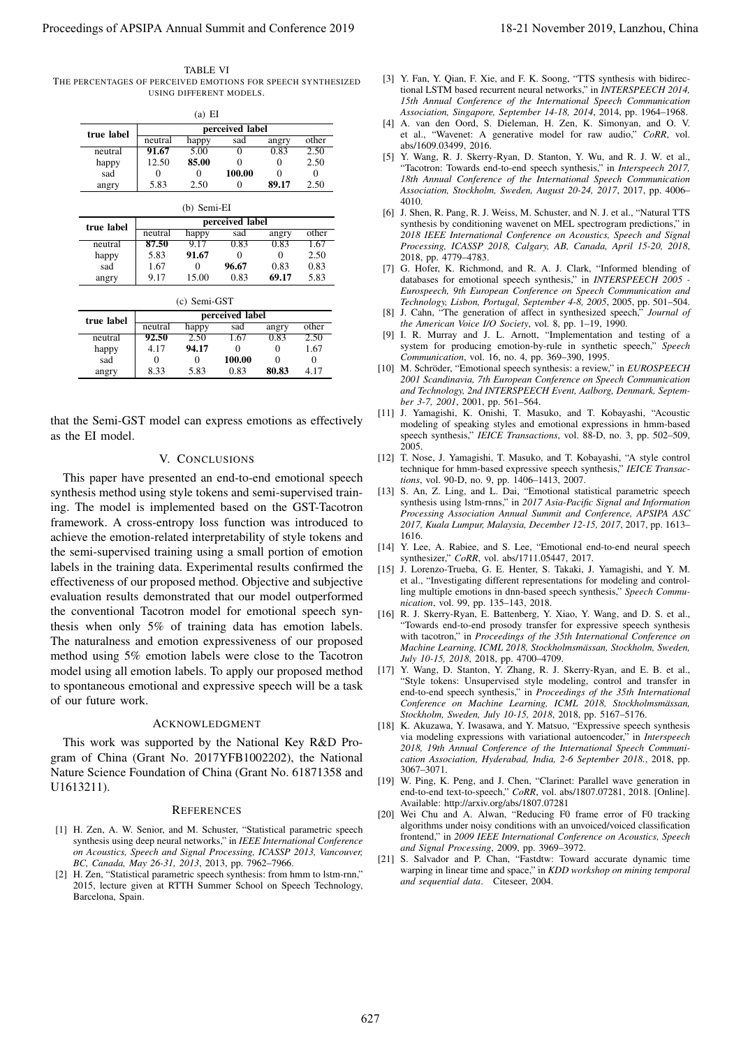TABLE VI
THE PERCENTAGES OF PERCEIVED EMOTIONS FOR SPEECH SYNTHESIZED USING DIFFERENT MODELS.

(a) EI

| true label | perceived label | | | | |
|---|---|---|---|---|---|
| | neutral | happy | sad | angry | other |
| neutral | **91.67** | 5.00 | 0 | 0.83 | 2.50 |
| happy | 12.50 | **85.00** | 0 | 0 | 2.50 |
| sad | 0 | 0 | **100.00** | 0 | 0 |
| angry | 5.83 | 2.50 | 0 | **89.17** | 2.50 |

(b) Semi-EI

| true label | perceived label | | | | |
|---|---|---|---|---|---|
| | neutral | happy | sad | angry | other |
| neutral | **87.50** | 9.17 | 0.83 | 0.83 | 1.67 |
| happy | 5.83 | **91.67** | 0 | 0 | 2.50 |
| sad | 1.67 | 0 | **96.67** | 0.83 | 0.83 |
| angry | 9.17 | 15.00 | 0.83 | **69.17** | 5.83 |

(c) Semi-GST

| true label | perceived label | | | | |
|---|---|---|---|---|---|
| | neutral | happy | sad | angry | other |
| neutral | **92.50** | 2.50 | 1.67 | 0.83 | 2.50 |
| happy | 4.17 | **94.17** | 0 | 0 | 1.67 |
| sad | 0 | 0 | **100.00** | 0 | 0 |
| angry | 8.33 | 5.83 | 0.83 | **80.83** | 4.17 |

that the Semi-GST model can express emotions as effectively as the EI model.

## V. CONCLUSIONS

This paper have presented an end-to-end emotional speech synthesis method using style tokens and semi-supervised training. The model is implemented based on the GST-Tacotron framework. A cross-entropy loss function was introduced to achieve the emotion-related interpretability of style tokens and the semi-supervised training using a small portion of emotion labels in the training data. Experimental results confirmed the effectiveness of our proposed method. Objective and subjective evaluation results demonstrated that our model outperformed the conventional Tacotron model for emotional speech synthesis when only 5% of training data has emotion labels. The naturalness and emotion expressiveness of our proposed method using 5% emotion labels were close to the Tacotron model using all emotion labels. To apply our proposed method to spontaneous emotional and expressive speech will be a task of our future work.

## ACKNOWLEDGMENT

This work was supported by the National Key R&D Program of China (Grant No. 2017YFB1002202), the National Nature Science Foundation of China (Grant No. 61871358 and U1613211).

## REFERENCES

[1] H. Zen, A. W. Senior, and M. Schuster, "Statistical parametric speech synthesis using deep neural networks," in *IEEE International Conference on Acoustics, Speech and Signal Processing, ICASSP 2013, Vancouver, BC, Canada, May 26-31, 2013*, 2013, pp. 7962–7966.

[2] H. Zen, "Statistical parametric speech synthesis: from hmm to lstm-rnn," 2015, lecture given at RTTH Summer School on Speech Technology, Barcelona, Spain.

[3] Y. Fan, Y. Qian, F. Xie, and F. K. Soong, "TTS synthesis with bidirectional LSTM based recurrent neural networks," in *INTERSPEECH 2014, 15th Annual Conference of the International Speech Communication Association, Singapore, September 14-18, 2014*, 2014, pp. 1964–1968.

[4] A. van den Oord, S. Dieleman, H. Zen, K. Simonyan, and O. V. et al., "Wavenet: A generative model for raw audio," *CoRR*, vol. abs/1609.03499, 2016.

[5] Y. Wang, R. J. Skerry-Ryan, D. Stanton, Y. Wu, and R. J. W. et al., "Tacotron: Towards end-to-end speech synthesis," in *Interspeech 2017, 18th Annual Conference of the International Speech Communication Association, Stockholm, Sweden, August 20-24, 2017*, 2017, pp. 4006–4010.

[6] J. Shen, R. Pang, R. J. Weiss, M. Schuster, and N. J. et al., "Natural TTS synthesis by conditioning wavenet on MEL spectrogram predictions," in *2018 IEEE International Conference on Acoustics, Speech and Signal Processing, ICASSP 2018, Calgary, AB, Canada, April 15-20, 2018*, 2018, pp. 4779–4783.

[7] G. Hofer, K. Richmond, and R. A. J. Clark, "Informed blending of databases for emotional speech synthesis," in *INTERSPEECH 2005 - Eurospeech, 9th European Conference on Speech Communication and Technology, Lisbon, Portugal, September 4-8, 2005*, 2005, pp. 501–504.

[8] J. Cahn, "The generation of affect in synthesized speech," *Journal of the American Voice I/O Society*, vol. 8, pp. 1–19, 1990.

[9] I. R. Murray and J. L. Arnott, "Implementation and testing of a system for producing emotion-by-rule in synthetic speech," *Speech Communication*, vol. 16, no. 4, pp. 369–390, 1995.

[10] M. Schröder, "Emotional speech synthesis: a review," in *EUROSPEECH 2001 Scandinavia, 7th European Conference on Speech Communication and Technology, 2nd INTERSPEECH Event, Aalborg, Denmark, September 3-7, 2001*, 2001, pp. 561–564.

[11] J. Yamagishi, K. Onishi, T. Masuko, and T. Kobayashi, "Acoustic modeling of speaking styles and emotional expressions in hmm-based speech synthesis," *IEICE Transactions*, vol. 88-D, no. 3, pp. 502–509, 2005.

[12] T. Nose, J. Yamagishi, T. Masuko, and T. Kobayashi, "A style control technique for hmm-based expressive speech synthesis," *IEICE Transactions*, vol. 90-D, no. 9, pp. 1406–1413, 2007.

[13] S. An, Z. Ling, and L. Dai, "Emotional statistical parametric speech synthesis using lstm-rnns," in *2017 Asia-Pacific Signal and Information Processing Association Annual Summit and Conference, APSIPA ASC 2017, Kuala Lumpur, Malaysia, December 12-15, 2017*, 2017, pp. 1613–1616.

[14] Y. Lee, A. Rabiee, and S. Lee, "Emotional end-to-end neural speech synthesizer," *CoRR*, vol. abs/1711.05447, 2017.

[15] J. Lorenzo-Trueba, G. E. Henter, S. Takaki, J. Yamagishi, and Y. M. et al., "Investigating different representations for modeling and controlling multiple emotions in dnn-based speech synthesis," *Speech Communication*, vol. 99, pp. 135–143, 2018.

[16] R. J. Skerry-Ryan, E. Battenberg, Y. Xiao, Y. Wang, and D. S. et al., "Towards end-to-end prosody transfer for expressive speech synthesis with tacotron," in *Proceedings of the 35th International Conference on Machine Learning, ICML 2018, Stockholmsmässan, Stockholm, Sweden, July 10-15, 2018*, 2018, pp. 4700–4709.

[17] Y. Wang, D. Stanton, Y. Zhang, R. J. Skerry-Ryan, and E. B. et al., "Style tokens: Unsupervised style modeling, control and transfer in end-to-end speech synthesis," in *Proceedings of the 35th International Conference on Machine Learning, ICML 2018, Stockholmsmässan, Stockholm, Sweden, July 10-15, 2018*, 2018, pp. 5167–5176.

[18] K. Akuzawa, Y. Iwasawa, and Y. Matsuo, "Expressive speech synthesis via modeling expressions with variational autoencoder," in *Interspeech 2018, 19th Annual Conference of the International Speech Communication Association, Hyderabad, India, 2-6 September 2018.*, 2018, pp. 3067–3071.

[19] W. Ping, K. Peng, and J. Chen, "Clarinet: Parallel wave generation in end-to-end text-to-speech," *CoRR*, vol. abs/1807.07281, 2018. [Online]. Available: http://arxiv.org/abs/1807.07281

[20] Wei Chu and A. Alwan, "Reducing F0 frame error of F0 tracking algorithms under noisy conditions with an unvoiced/voiced classification frontend," in *2009 IEEE International Conference on Acoustics, Speech and Signal Processing*, 2009, pp. 3969–3972.

[21] S. Salvador and P. Chan, "Fastdtw: Toward accurate dynamic time warping in linear time and space," in *KDD workshop on mining temporal and sequential data*. Citeseer, 2004.